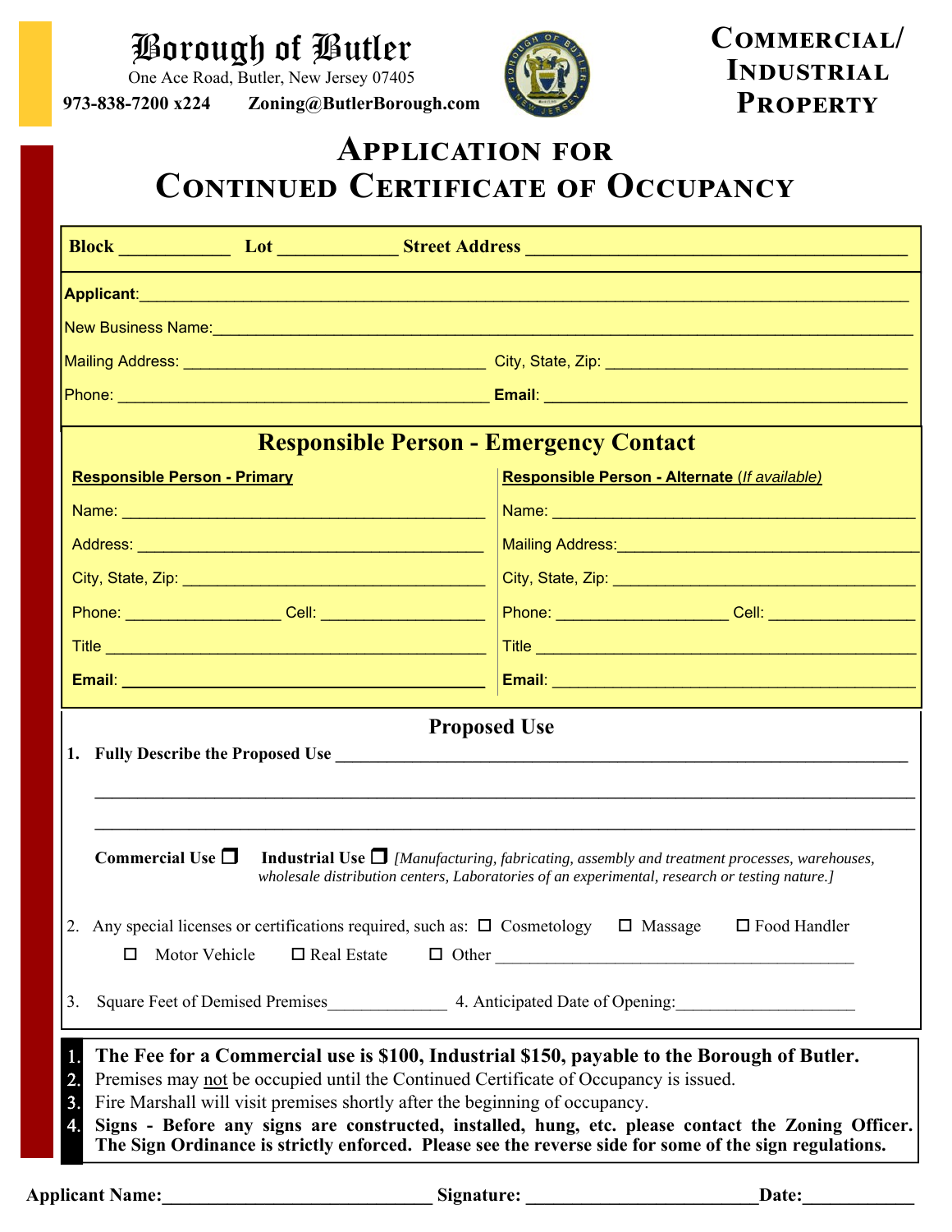# Borough of Butler

One Ace Road, Butler, New Jersey 07405

**973-838-7200 x224** **Zoning@ButlerBorough.com**

**COMMERCIAL/ INDUSTRIAL PROPERTY**

# APPLICATION FOR CONTINUED CERTIFICATE OF OCCUPANCY

**Block** ____________ **Lot** _____________ **Street Address** ________________________________________

**Applicant**:______________________________________________________________________________

New Business Name:_______________________________________________________________________

Mailing Address: _________________________________ City, State, Zip: _________________________________

Phone: ________________________________________ **Email**: ________________________________________

## Responsible Person - Emergency Contact

**Responsible Person - Primary**

Name: ________________________________________

Address: ______________________________________

City, State, Zip: _________________________________

Phone: _________________ Cell: __________________

Title ________________________________________

**Email**: ________________________________________

**Responsible Person - Alternate** *(If available)*

Name: ________________________________________

Mailing Address:__________________________________

City, State, Zip: _________________________________

Phone: __________________ Cell: _________________

Title ________________________________________

**Email**: ________________________________________

## Proposed Use

1. **Fully Describe the Proposed Use** ______________________________________________________________

_________________________________________________________________________________________

_________________________________________________________________________________________

**Commercial Use** ❐ **Industrial Use** ❐ *[Manufacturing, fabricating, assembly and treatment processes, warehouses, wholesale distribution centers, Laboratories of an experimental, research or testing nature.]*

2. Any special licenses or certifications required, such as: ☐ Cosmetology ☐ Massage ☐ Food Handler ☐ Motor Vehicle ☐ Real Estate ☐ Other _________________________________________

3. Square Feet of Demised Premises______________ 4. Anticipated Date of Opening:____________________

1. **The Fee for a Commercial use is $100, Industrial $150, payable to the Borough of Butler.**
2. Premises may not be occupied until the Continued Certificate of Occupancy is issued.
3. Fire Marshall will visit premises shortly after the beginning of occupancy.
4. **Signs - Before any signs are constructed, installed, hung, etc. please contact the Zoning Officer. The Sign Ordinance is strictly enforced. Please see the reverse side for some of the sign regulations.**

**Applicant Name:**_____________________________ **Signature:** _________________________**Date:**____________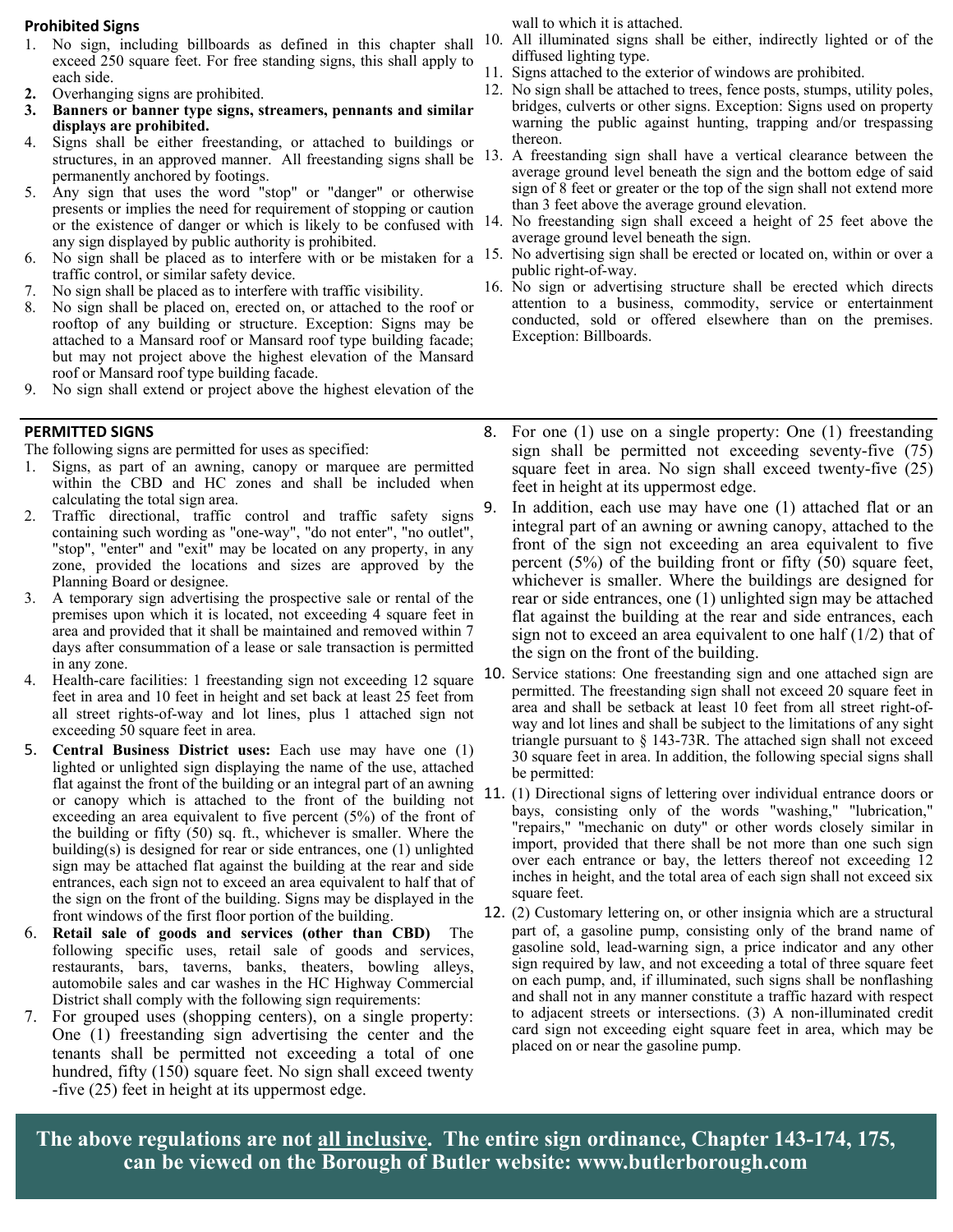## Prohibited Signs

1. No sign, including billboards as defined in this chapter shall exceed 250 square feet. For free standing signs, this shall apply to each side.
2. Overhanging signs are prohibited.
3. **Banners or banner type signs, streamers, pennants and similar displays are prohibited.**
4. Signs shall be either freestanding, or attached to buildings or structures, in an approved manner. All freestanding signs shall be permanently anchored by footings.
5. Any sign that uses the word "stop" or "danger" or otherwise presents or implies the need for requirement of stopping or caution or the existence of danger or which is likely to be confused with any sign displayed by public authority is prohibited.
6. No sign shall be placed as to interfere with or be mistaken for a traffic control, or similar safety device.
7. No sign shall be placed as to interfere with traffic visibility.
8. No sign shall be placed on, erected on, or attached to the roof or rooftop of any building or structure. Exception: Signs may be attached to a Mansard roof or Mansard roof type building facade; but may not project above the highest elevation of the Mansard roof or Mansard roof type building facade.
9. No sign shall extend or project above the highest elevation of the wall to which it is attached.
10. All illuminated signs shall be either, indirectly lighted or of the diffused lighting type.
11. Signs attached to the exterior of windows are prohibited.
12. No sign shall be attached to trees, fence posts, stumps, utility poles, bridges, culverts or other signs. Exception: Signs used on property warning the public against hunting, trapping and/or trespassing thereon.
13. A freestanding sign shall have a vertical clearance between the average ground level beneath the sign and the bottom edge of said sign of 8 feet or greater or the top of the sign shall not extend more than 3 feet above the average ground elevation.
14. No freestanding sign shall exceed a height of 25 feet above the average ground level beneath the sign.
15. No advertising sign shall be erected or located on, within or over a public right-of-way.
16. No sign or advertising structure shall be erected which directs attention to a business, commodity, service or entertainment conducted, sold or offered elsewhere than on the premises. Exception: Billboards.

## PERMITTED SIGNS

The following signs are permitted for uses as specified:

1. Signs, as part of an awning, canopy or marquee are permitted within the CBD and HC zones and shall be included when calculating the total sign area.
2. Traffic directional, traffic control and traffic safety signs containing such wording as "one-way", "do not enter", "no outlet", "stop", "enter" and "exit" may be located on any property, in any zone, provided the locations and sizes are approved by the Planning Board or designee.
3. A temporary sign advertising the prospective sale or rental of the premises upon which it is located, not exceeding 4 square feet in area and provided that it shall be maintained and removed within 7 days after consummation of a lease or sale transaction is permitted in any zone.
4. Health-care facilities: 1 freestanding sign not exceeding 12 square feet in area and 10 feet in height and set back at least 25 feet from all street rights-of-way and lot lines, plus 1 attached sign not exceeding 50 square feet in area.
5. **Central Business District uses:** Each use may have one (1) lighted or unlighted sign displaying the name of the use, attached flat against the front of the building or an integral part of an awning or canopy which is attached to the front of the building not exceeding an area equivalent to five percent (5%) of the front of the building or fifty (50) sq. ft., whichever is smaller. Where the building(s) is designed for rear or side entrances, one (1) unlighted sign may be attached flat against the building at the rear and side entrances, each sign not to exceed an area equivalent to half that of the sign on the front of the building. Signs may be displayed in the front windows of the first floor portion of the building.
6. **Retail sale of goods and services (other than CBD)** The following specific uses, retail sale of goods and services, restaurants, bars, taverns, banks, theaters, bowling alleys, automobile sales and car washes in the HC Highway Commercial District shall comply with the following sign requirements:
7. For grouped uses (shopping centers), on a single property: One (1) freestanding sign advertising the center and the tenants shall be permitted not exceeding a total of one hundred, fifty (150) square feet. No sign shall exceed twenty -five (25) feet in height at its uppermost edge.
8. For one (1) use on a single property: One (1) freestanding sign shall be permitted not exceeding seventy-five (75) square feet in area. No sign shall exceed twenty-five (25) feet in height at its uppermost edge.
9. In addition, each use may have one (1) attached flat or an integral part of an awning or awning canopy, attached to the front of the sign not exceeding an area equivalent to five percent (5%) of the building front or fifty (50) square feet, whichever is smaller. Where the buildings are designed for rear or side entrances, one (1) unlighted sign may be attached flat against the building at the rear and side entrances, each sign not to exceed an area equivalent to one half (1/2) that of the sign on the front of the building.
10. Service stations: One freestanding sign and one attached sign are permitted. The freestanding sign shall not exceed 20 square feet in area and shall be setback at least 10 feet from all street right-of-way and lot lines and shall be subject to the limitations of any sight triangle pursuant to § 143-73R. The attached sign shall not exceed 30 square feet in area. In addition, the following special signs shall be permitted:
11. (1) Directional signs of lettering over individual entrance doors or bays, consisting only of the words "washing," "lubrication," "repairs," "mechanic on duty" or other words closely similar in import, provided that there shall be not more than one such sign over each entrance or bay, the letters thereof not exceeding 12 inches in height, and the total area of each sign shall not exceed six square feet.
12. (2) Customary lettering on, or other insignia which are a structural part of, a gasoline pump, consisting only of the brand name of gasoline sold, lead-warning sign, a price indicator and any other sign required by law, and not exceeding a total of three square feet on each pump, and, if illuminated, such signs shall be nonflashing and shall not in any manner constitute a traffic hazard with respect to adjacent streets or intersections. (3) A non-illuminated credit card sign not exceeding eight square feet in area, which may be placed on or near the gasoline pump.

**The above regulations are not all inclusive. The entire sign ordinance, Chapter 143-174, 175, can be viewed on the Borough of Butler website: www.butlerborough.com**